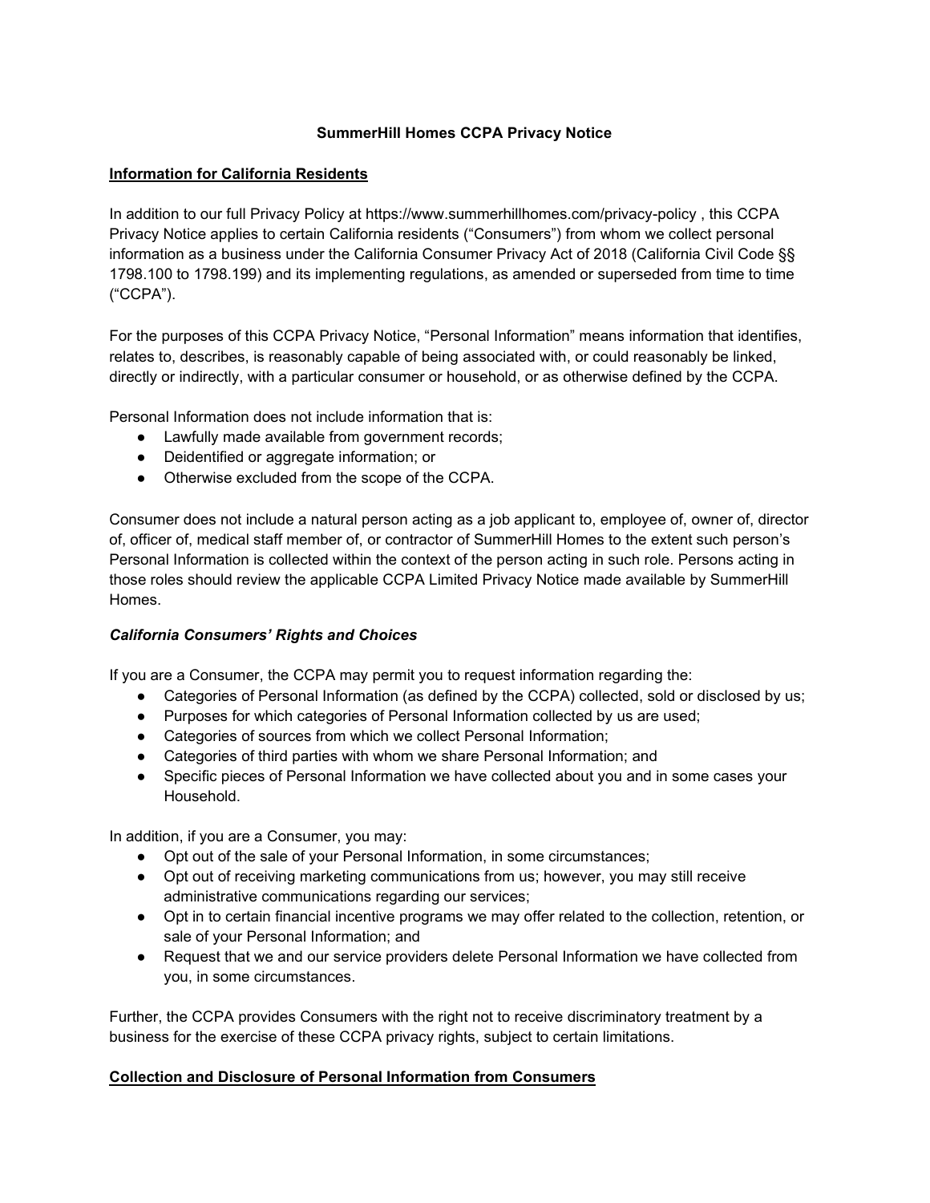# SummerHill Homes CCPA Privacy Notice

## Information for California Residents

In addition to our full Privacy Policy at https://www.summerhillhomes.com/privacy-policy , this CCPA Privacy Notice applies to certain California residents ("Consumers") from whom we collect personal information as a business under the California Consumer Privacy Act of 2018 (California Civil Code §§ 1798.100 to 1798.199) and its implementing regulations, as amended or superseded from time to time ("CCPA").

For the purposes of this CCPA Privacy Notice, "Personal Information" means information that identifies, relates to, describes, is reasonably capable of being associated with, or could reasonably be linked, directly or indirectly, with a particular consumer or household, or as otherwise defined by the CCPA.

Personal Information does not include information that is:

- Lawfully made available from government records;
- Deidentified or aggregate information; or
- Otherwise excluded from the scope of the CCPA.

Consumer does not include a natural person acting as a job applicant to, employee of, owner of, director of, officer of, medical staff member of, or contractor of SummerHill Homes to the extent such person's Personal Information is collected within the context of the person acting in such role. Persons acting in those roles should review the applicable CCPA Limited Privacy Notice made available by SummerHill Homes.

### *California Consumers' Rights and Choices*

If you are a Consumer, the CCPA may permit you to request information regarding the:

- Categories of Personal Information (as defined by the CCPA) collected, sold or disclosed by us;
- Purposes for which categories of Personal Information collected by us are used;
- Categories of sources from which we collect Personal Information;
- Categories of third parties with whom we share Personal Information; and
- Specific pieces of Personal Information we have collected about you and in some cases your Household.

In addition, if you are a Consumer, you may:

- Opt out of the sale of your Personal Information, in some circumstances;
- Opt out of receiving marketing communications from us; however, you may still receive administrative communications regarding our services;
- Opt in to certain financial incentive programs we may offer related to the collection, retention, or sale of your Personal Information; and
- Request that we and our service providers delete Personal Information we have collected from you, in some circumstances.

Further, the CCPA provides Consumers with the right not to receive discriminatory treatment by a business for the exercise of these CCPA privacy rights, subject to certain limitations.

## Collection and Disclosure of Personal Information from Consumers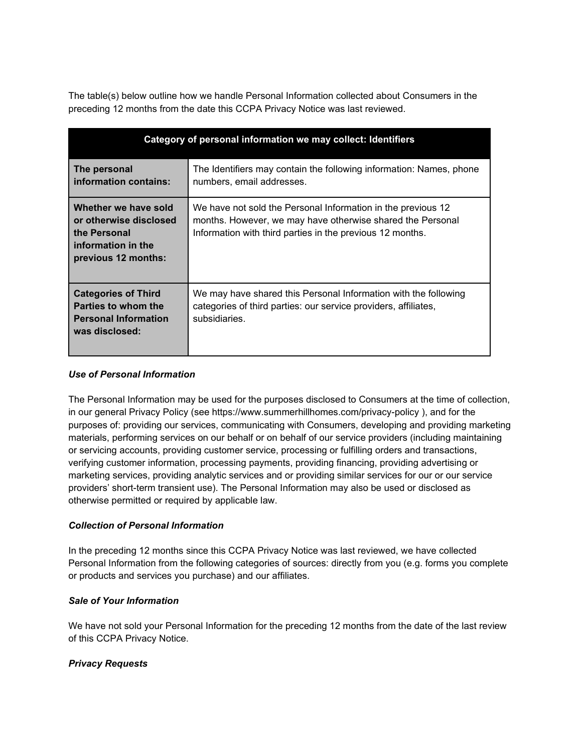The table(s) below outline how we handle Personal Information collected about Consumers in the preceding 12 months from the date this CCPA Privacy Notice was last reviewed.

| Category of personal information we may collect: Identifiers | |
|---|---|
| **The personal information contains:** | The Identifiers may contain the following information: Names, phone numbers, email addresses. |
| **Whether we have sold or otherwise disclosed the Personal information in the previous 12 months:** | We have not sold the Personal Information in the previous 12 months. However, we may have otherwise shared the Personal Information with third parties in the previous 12 months. |
| **Categories of Third Parties to whom the Personal Information was disclosed:** | We may have shared this Personal Information with the following categories of third parties: our service providers, affiliates, subsidiaries. |

***Use of Personal Information***

The Personal Information may be used for the purposes disclosed to Consumers at the time of collection, in our general Privacy Policy (see https://www.summerhillhomes.com/privacy-policy ), and for the purposes of: providing our services, communicating with Consumers, developing and providing marketing materials, performing services on our behalf or on behalf of our service providers (including maintaining or servicing accounts, providing customer service, processing or fulfilling orders and transactions, verifying customer information, processing payments, providing financing, providing advertising or marketing services, providing analytic services and or providing similar services for our or our service providers' short-term transient use). The Personal Information may also be used or disclosed as otherwise permitted or required by applicable law.

***Collection of Personal Information***

In the preceding 12 months since this CCPA Privacy Notice was last reviewed, we have collected Personal Information from the following categories of sources: directly from you (e.g. forms you complete or products and services you purchase) and our affiliates.

***Sale of Your Information***

We have not sold your Personal Information for the preceding 12 months from the date of the last review of this CCPA Privacy Notice.

***Privacy Requests***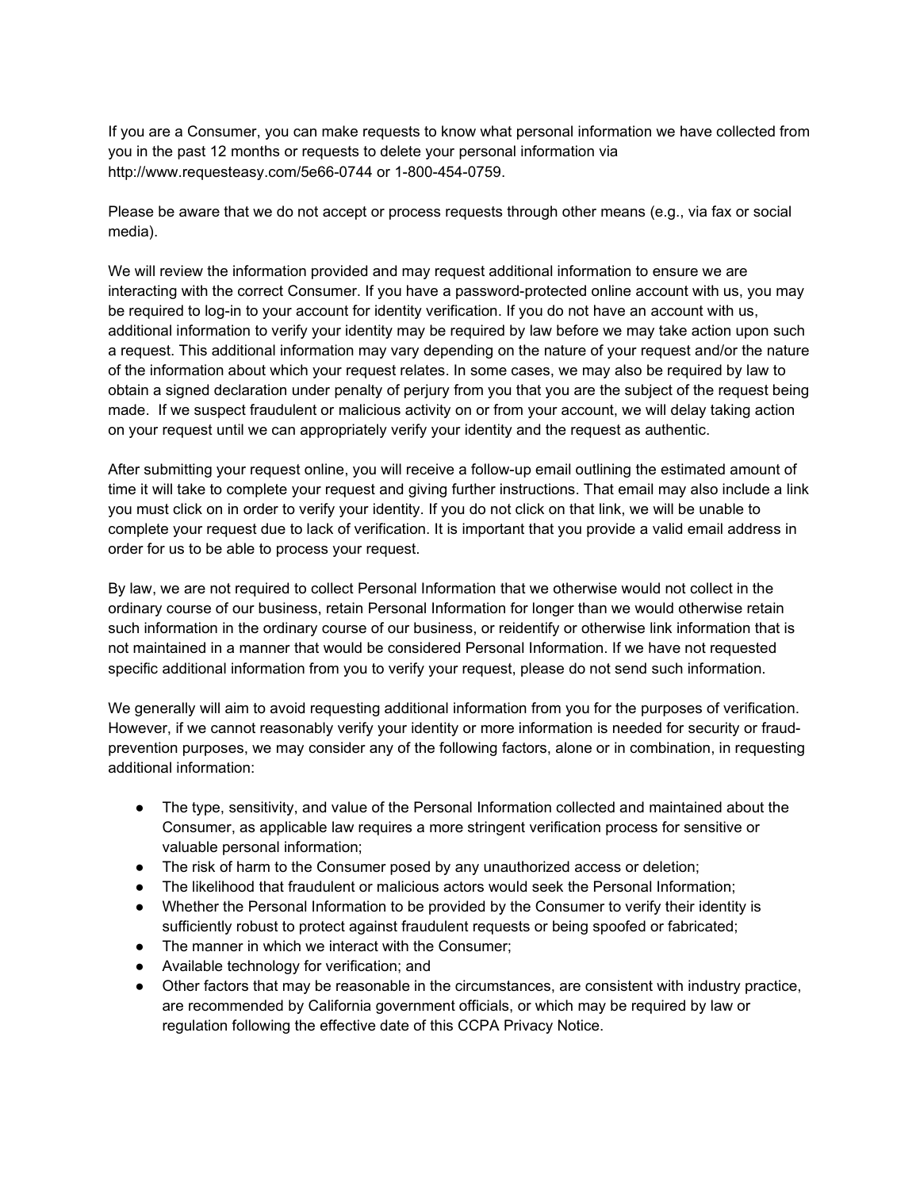If you are a Consumer, you can make requests to know what personal information we have collected from you in the past 12 months or requests to delete your personal information via http://www.requesteasy.com/5e66-0744 or 1-800-454-0759.

Please be aware that we do not accept or process requests through other means (e.g., via fax or social media).

We will review the information provided and may request additional information to ensure we are interacting with the correct Consumer. If you have a password-protected online account with us, you may be required to log-in to your account for identity verification. If you do not have an account with us, additional information to verify your identity may be required by law before we may take action upon such a request. This additional information may vary depending on the nature of your request and/or the nature of the information about which your request relates. In some cases, we may also be required by law to obtain a signed declaration under penalty of perjury from you that you are the subject of the request being made. If we suspect fraudulent or malicious activity on or from your account, we will delay taking action on your request until we can appropriately verify your identity and the request as authentic.

After submitting your request online, you will receive a follow-up email outlining the estimated amount of time it will take to complete your request and giving further instructions. That email may also include a link you must click on in order to verify your identity. If you do not click on that link, we will be unable to complete your request due to lack of verification. It is important that you provide a valid email address in order for us to be able to process your request.

By law, we are not required to collect Personal Information that we otherwise would not collect in the ordinary course of our business, retain Personal Information for longer than we would otherwise retain such information in the ordinary course of our business, or reidentify or otherwise link information that is not maintained in a manner that would be considered Personal Information. If we have not requested specific additional information from you to verify your request, please do not send such information.

We generally will aim to avoid requesting additional information from you for the purposes of verification. However, if we cannot reasonably verify your identity or more information is needed for security or fraud-prevention purposes, we may consider any of the following factors, alone or in combination, in requesting additional information:

- The type, sensitivity, and value of the Personal Information collected and maintained about the Consumer, as applicable law requires a more stringent verification process for sensitive or valuable personal information;
- The risk of harm to the Consumer posed by any unauthorized access or deletion;
- The likelihood that fraudulent or malicious actors would seek the Personal Information;
- Whether the Personal Information to be provided by the Consumer to verify their identity is sufficiently robust to protect against fraudulent requests or being spoofed or fabricated;
- The manner in which we interact with the Consumer;
- Available technology for verification; and
- Other factors that may be reasonable in the circumstances, are consistent with industry practice, are recommended by California government officials, or which may be required by law or regulation following the effective date of this CCPA Privacy Notice.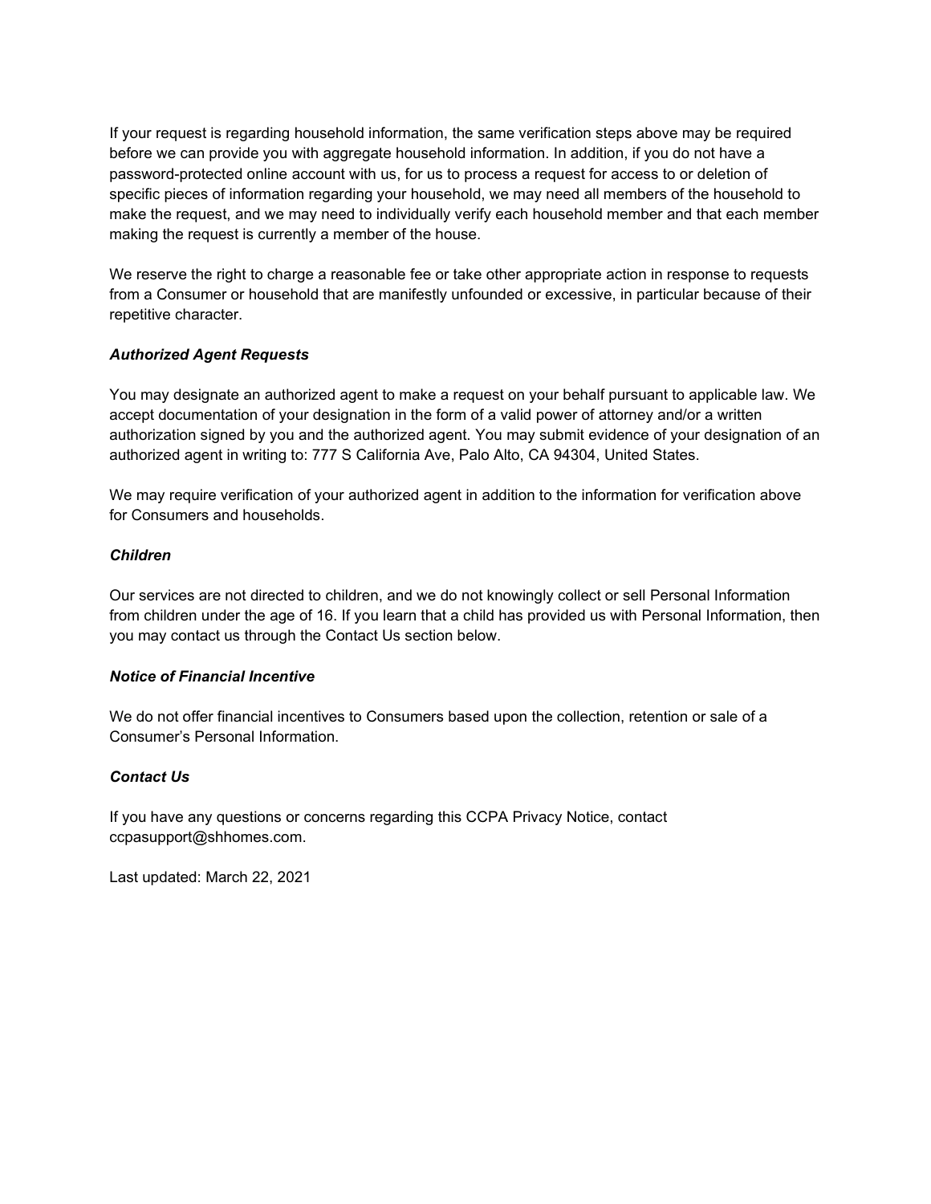If your request is regarding household information, the same verification steps above may be required before we can provide you with aggregate household information. In addition, if you do not have a password-protected online account with us, for us to process a request for access to or deletion of specific pieces of information regarding your household, we may need all members of the household to make the request, and we may need to individually verify each household member and that each member making the request is currently a member of the house.

We reserve the right to charge a reasonable fee or take other appropriate action in response to requests from a Consumer or household that are manifestly unfounded or excessive, in particular because of their repetitive character.

### ***Authorized Agent Requests***

You may designate an authorized agent to make a request on your behalf pursuant to applicable law. We accept documentation of your designation in the form of a valid power of attorney and/or a written authorization signed by you and the authorized agent. You may submit evidence of your designation of an authorized agent in writing to: 777 S California Ave, Palo Alto, CA 94304, United States.

We may require verification of your authorized agent in addition to the information for verification above for Consumers and households.

### ***Children***

Our services are not directed to children, and we do not knowingly collect or sell Personal Information from children under the age of 16. If you learn that a child has provided us with Personal Information, then you may contact us through the Contact Us section below.

### ***Notice of Financial Incentive***

We do not offer financial incentives to Consumers based upon the collection, retention or sale of a Consumer's Personal Information.

### ***Contact Us***

If you have any questions or concerns regarding this CCPA Privacy Notice, contact ccpasupport@shhomes.com.

Last updated: March 22, 2021